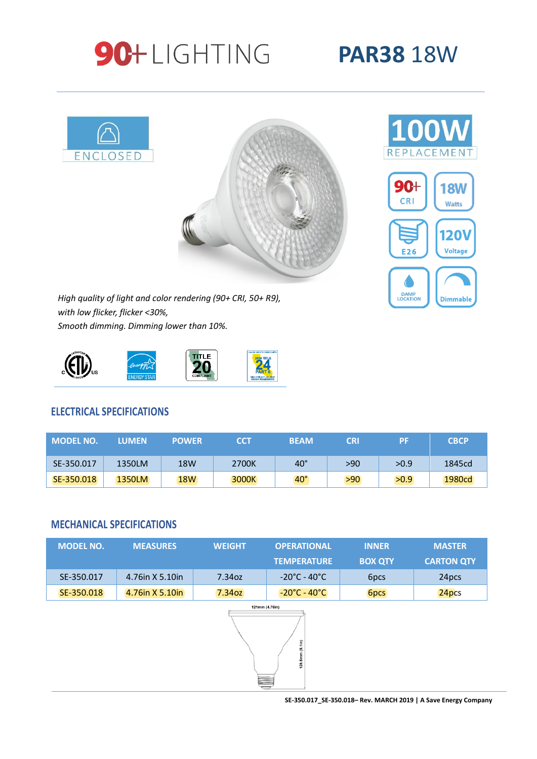# 90+ LIGHTING

# PAR38 18W

ENCLOSED

100W REPLACEMENT

90+ CRI

18W Watts

E26

120V Voltage

DAMP LOCATION

Dimmable

*High quality of light and color rendering (90+ CRI, 50+ R9), with low flicker, flicker <30%, Smooth dimming. Dimming lower than 10%.*

## ELECTRICAL SPECIFICATIONS

| MODEL NO. | LUMEN | POWER | CCT | BEAM | CRI | PF | CBCP |
|---|---|---|---|---|---|---|---|
| SE-350.017 | 1350LM | 18W | 2700K | 40° | >90 | >0.9 | 1845cd |
| SE-350.018 | 1350LM | 18W | 3000K | 40° | >90 | >0.9 | 1980cd |

## MECHANICAL SPECIFICATIONS

| MODEL NO. | MEASURES | WEIGHT | OPERATIONAL TEMPERATURE | INNER BOX QTY | MASTER CARTON QTY |
|---|---|---|---|---|---|
| SE-350.017 | 4.76in X 5.10in | 7.34oz | -20°C - 40°C | 6pcs | 24pcs |
| SE-350.018 | 4.76in X 5.10in | 7.34oz | -20°C - 40°C | 6pcs | 24pcs |

121mm (4.76in)

128.5mm (5.1in)

SE-350.017_SE-350.018– Rev. MARCH 2019 | A Save Energy Company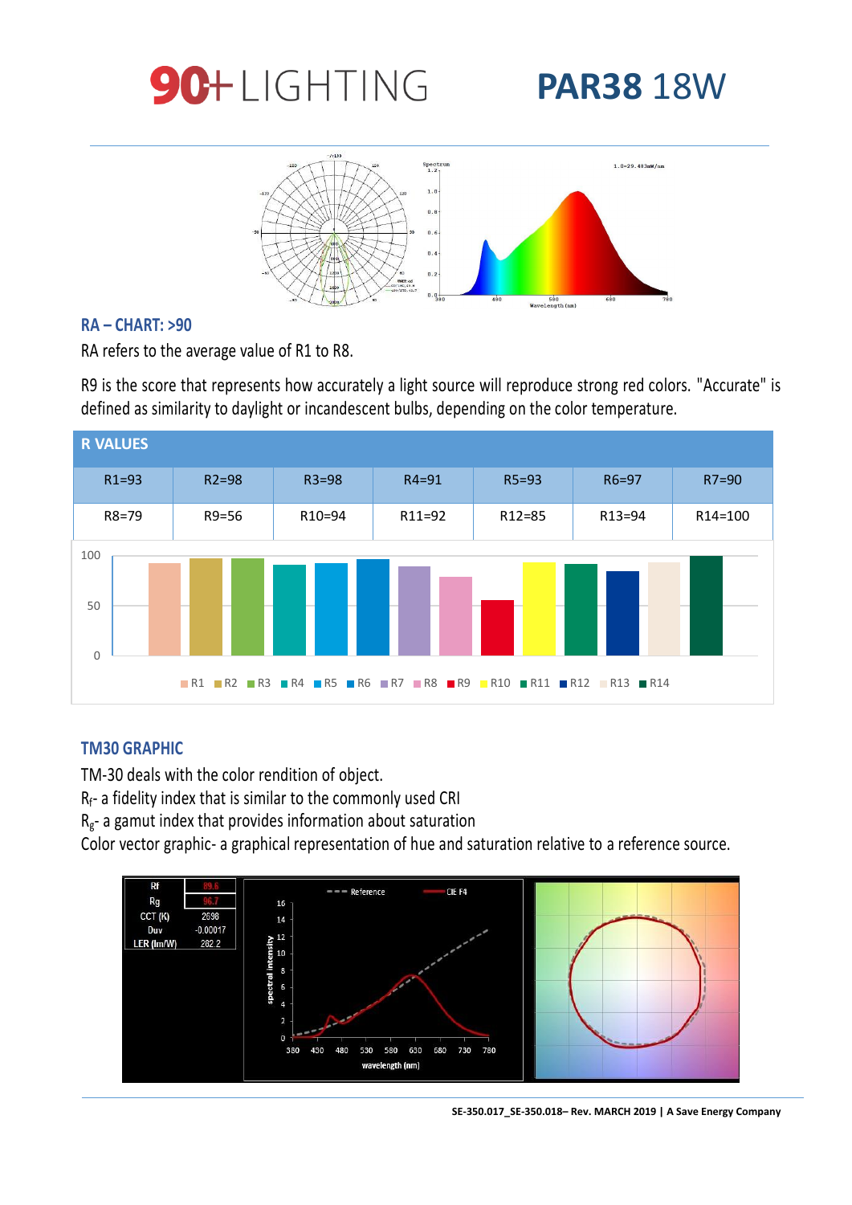# 90+ LIGHTING PAR38 18W

Spectrum

1.0=29.483mW/nm

1.2
1.0
0.8
0.6
0.4
0.2
0.0

380 480 580 680 780

Wavelength(nm)

## RA – CHART: >90

RA refers to the average value of R1 to R8.

R9 is the score that represents how accurately a light source will reproduce strong red colors. "Accurate" is defined as similarity to daylight or incandescent bulbs, depending on the color temperature.

### R VALUES

| | | | | | | |
|---|---|---|---|---|---|---|
| R1=93 | R2=98 | R3=98 | R4=91 | R5=93 | R6=97 | R7=90 |
| R8=79 | R9=56 | R10=94 | R11=92 | R12=85 | R13=94 | R14=100 |

100
50
0

R1 R2 R3 R4 R5 R6 R7 R8 R9 R10 R11 R12 R13 R14

## TM30 GRAPHIC

TM-30 deals with the color rendition of object.

$R_f$- a fidelity index that is similar to the commonly used CRI

$R_g$- a gamut index that provides information about saturation

Color vector graphic- a graphical representation of hue and saturation relative to a reference source.

| | |
|---|---|
| Rf | 89.6 |
| Rg | 96.7 |
| CCT (K) | 2698 |
| Duv | -0.00017 |
| LER (lm/W) | 282.2 |

Reference CIE F4

spectral intensity

16
14
12
10
8
6
4
2
0

380 430 480 530 580 630 680 730 780

wavelength (nm)

SE-350.017_SE-350.018– Rev. MARCH 2019 | A Save Energy Company